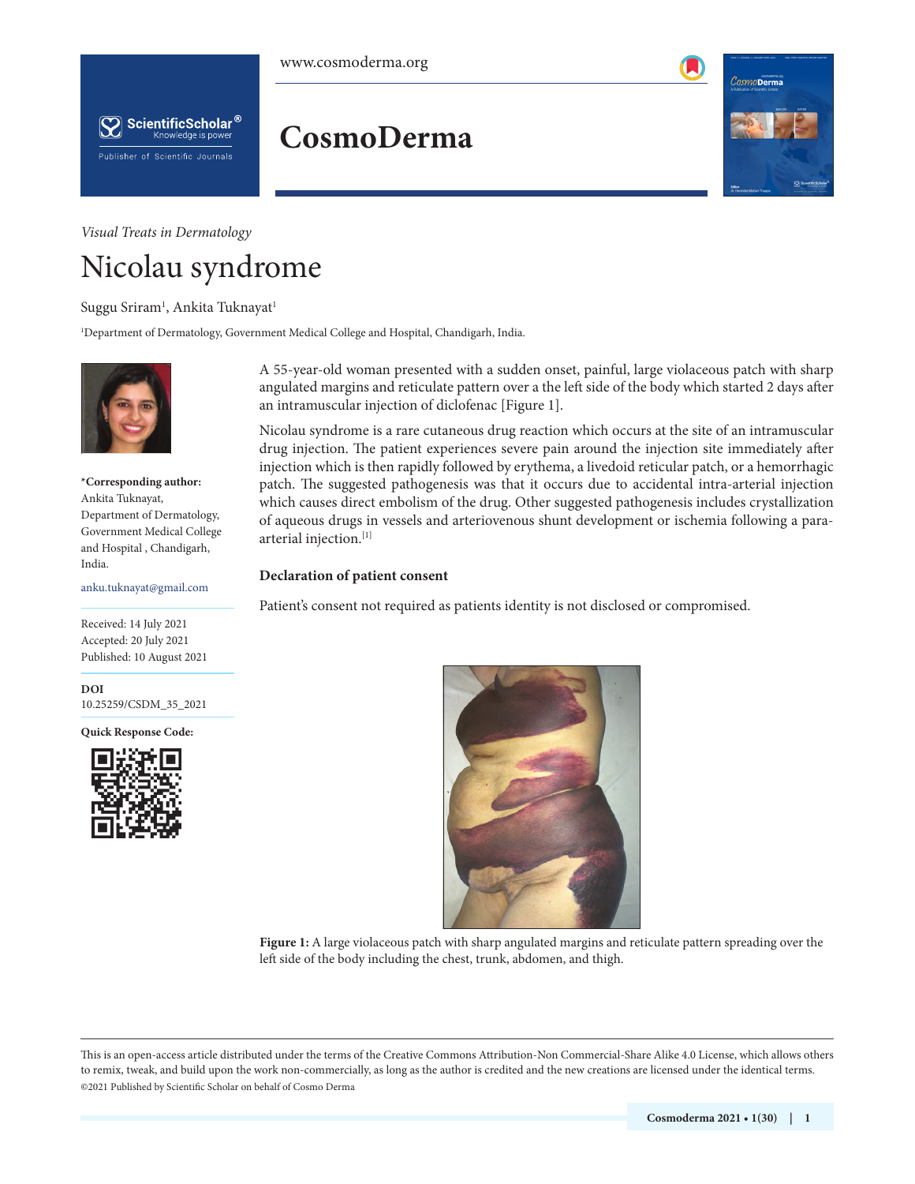*Visual Treats in Dermatology*

# Nicolau syndrome

Suggu Sriram[1], Ankita Tuknayat[1]

[1]Department of Dermatology, Government Medical College and Hospital, Chandigarh, India.

**\*Corresponding author:**
Ankita Tuknayat,
Department of Dermatology,
Government Medical College
and Hospital , Chandigarh,
India.

anku.tuknayat@gmail.com

Received: 14 July 2021
Accepted: 20 July 2021
Published: 10 August 2021

**DOI**
10.25259/CSDM_35_2021

**Quick Response Code:**

A 55-year-old woman presented with a sudden onset, painful, large violaceous patch with sharp angulated margins and reticulate pattern over a the left side of the body which started 2 days after an intramuscular injection of diclofenac [Figure 1].

Nicolau syndrome is a rare cutaneous drug reaction which occurs at the site of an intramuscular drug injection. The patient experiences severe pain around the injection site immediately after injection which is then rapidly followed by erythema, a livedoid reticular patch, or a hemorrhagic patch. The suggested pathogenesis was that it occurs due to accidental intra-arterial injection which causes direct embolism of the drug. Other suggested pathogenesis includes crystallization of aqueous drugs in vessels and arteriovenous shunt development or ischemia following a para-arterial injection.[1]

### Declaration of patient consent

Patient's consent not required as patients identity is not disclosed or compromised.

**Figure 1:** A large violaceous patch with sharp angulated margins and reticulate pattern spreading over the left side of the body including the chest, trunk, abdomen, and thigh.

This is an open-access article distributed under the terms of the Creative Commons Attribution-Non Commercial-Share Alike 4.0 License, which allows others to remix, tweak, and build upon the work non-commercially, as long as the author is credited and the new creations are licensed under the identical terms.
©2021 Published by Scientific Scholar on behalf of Cosmo Derma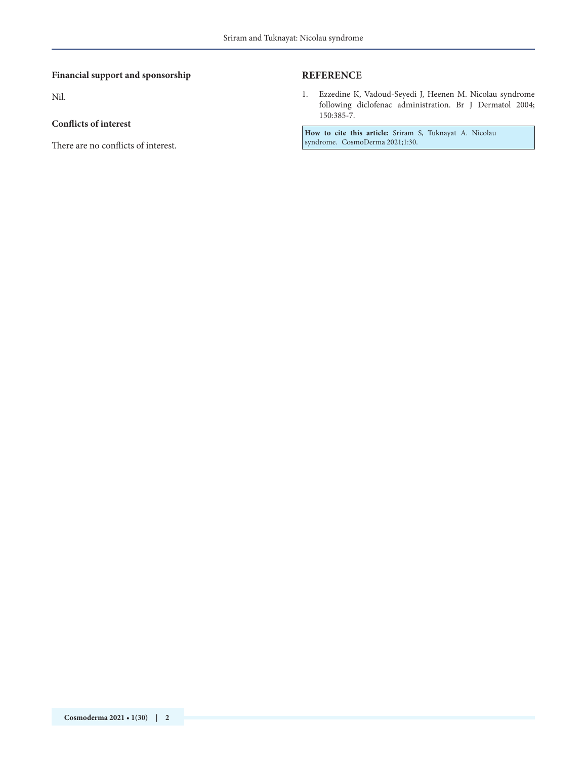### Financial support and sponsorship

Nil.

### Conflicts of interest

There are no conflicts of interest.

## REFERENCE

1. Ezzedine K, Vadoud-Seyedi J, Heenen M. Nicolau syndrome following diclofenac administration. Br J Dermatol 2004; 150:385-7.

**How to cite this article:** Sriram S, Tuknayat A. Nicolau syndrome. CosmoDerma 2021;1:30.